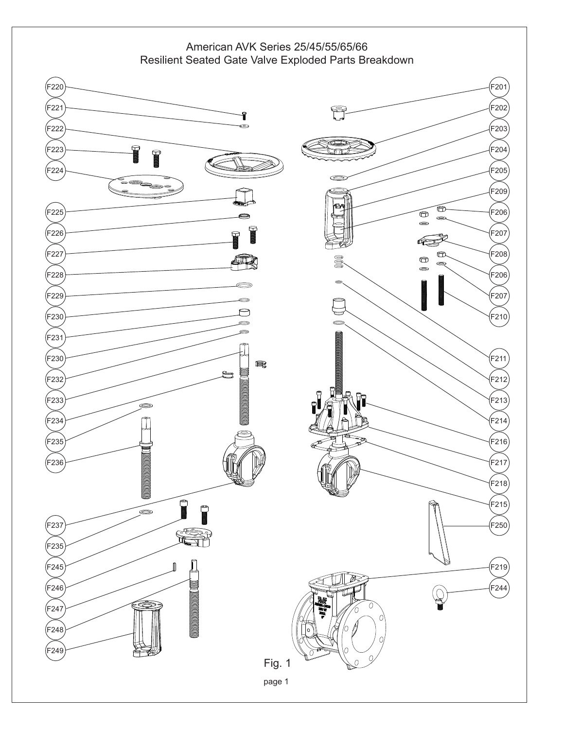# American AVK Series 25/45/55/65/66
## Resilient Seated Gate Valve Exploded Parts Breakdown

F220
F221
F222
F223
F224
F225
F226
F227
F228
F229
F230
F231
F230
F232
F233
F234
F235
F236
F237
F235
F245
F246
F247
F248
F249

F201
F202
F203
F204
F205
F209
F206
F207
F208
F206
F207
F210
F211
F212
F213
F214
F216
F217
F218
F215
F250
F219
F244

Fig. 1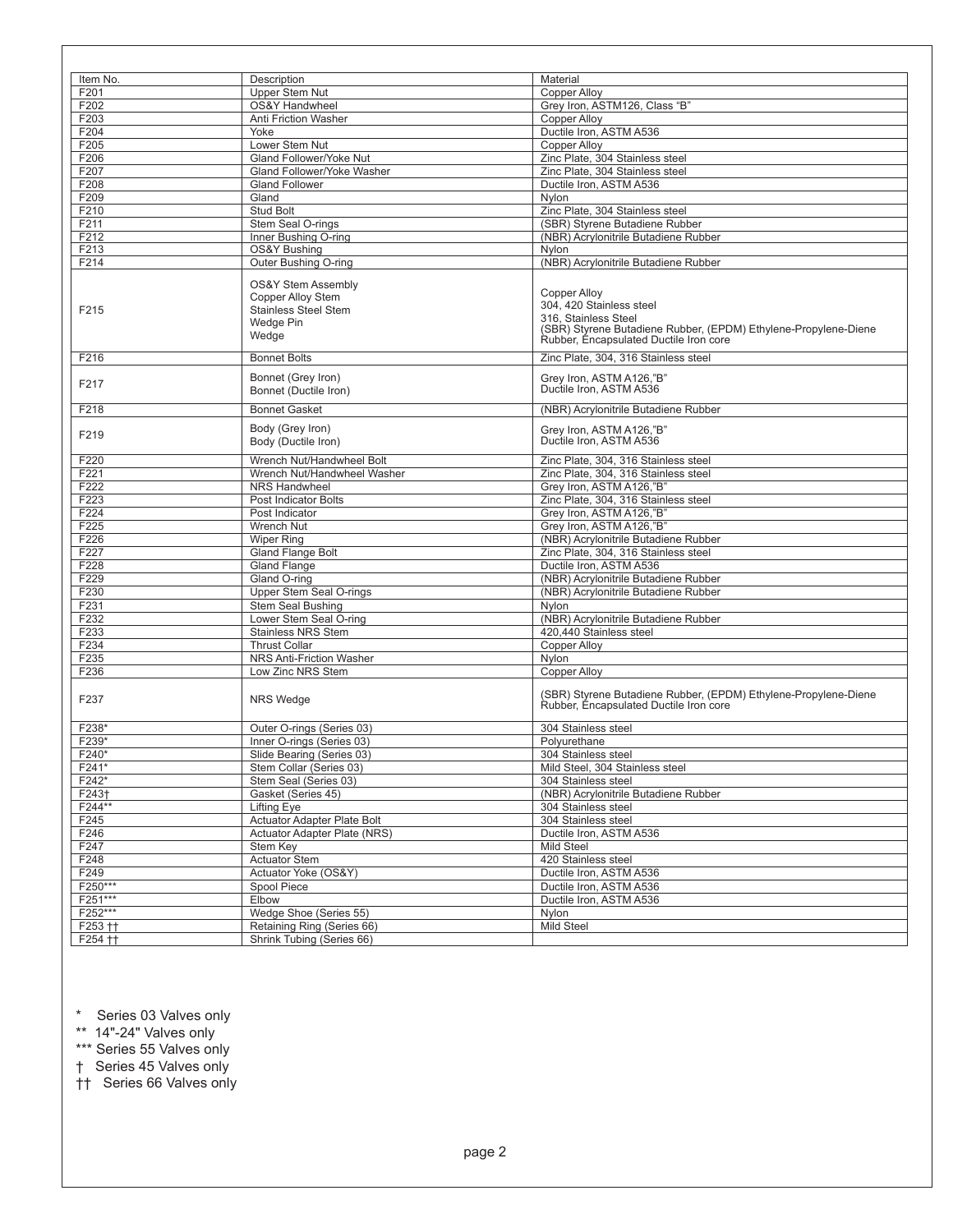| Item No. | Description | Material |
|---|---|---|
| F201 | Upper Stem Nut | Copper Alloy |
| F202 | OS&Y Handwheel | Grey Iron, ASTM126, Class "B" |
| F203 | Anti Friction Washer | Copper Alloy |
| F204 | Yoke | Ductile Iron, ASTM A536 |
| F205 | Lower Stem Nut | Copper Alloy |
| F206 | Gland Follower/Yoke Nut | Zinc Plate, 304 Stainless steel |
| F207 | Gland Follower/Yoke Washer | Zinc Plate, 304 Stainless steel |
| F208 | Gland Follower | Ductile Iron, ASTM A536 |
| F209 | Gland | Nylon |
| F210 | Stud Bolt | Zinc Plate, 304 Stainless steel |
| F211 | Stem Seal O-rings | (SBR) Styrene Butadiene Rubber |
| F212 | Inner Bushing O-ring | (NBR) Acrylonitrile Butadiene Rubber |
| F213 | OS&Y Bushing | Nylon |
| F214 | Outer Bushing O-ring | (NBR) Acrylonitrile Butadiene Rubber |
| F215 | OS&Y Stem Assembly<br>Copper Alloy Stem<br>Stainless Steel Stem<br>Wedge Pin<br>Wedge | Copper Alloy<br>304, 420 Stainless steel<br>316, Stainless Steel<br>(SBR) Styrene Butadiene Rubber, (EPDM) Ethylene-Propylene-Diene Rubber, Encapsulated Ductile Iron core |
| F216 | Bonnet Bolts | Zinc Plate, 304, 316 Stainless steel |
| F217 | Bonnet (Grey Iron)<br>Bonnet (Ductile Iron) | Grey Iron, ASTM A126,"B"<br>Ductile Iron, ASTM A536 |
| F218 | Bonnet Gasket | (NBR) Acrylonitrile Butadiene Rubber |
| F219 | Body (Grey Iron)<br>Body (Ductile Iron) | Grey Iron, ASTM A126,"B"<br>Ductile Iron, ASTM A536 |
| F220 | Wrench Nut/Handwheel Bolt | Zinc Plate, 304, 316 Stainless steel |
| F221 | Wrench Nut/Handwheel Washer | Zinc Plate, 304, 316 Stainless steel |
| F222 | NRS Handwheel | Grey Iron, ASTM A126,"B" |
| F223 | Post Indicator Bolts | Zinc Plate, 304, 316 Stainless steel |
| F224 | Post Indicator | Grey Iron, ASTM A126,"B" |
| F225 | Wrench Nut | Grey Iron, ASTM A126,"B" |
| F226 | Wiper Ring | (NBR) Acrylonitrile Butadiene Rubber |
| F227 | Gland Flange Bolt | Zinc Plate, 304, 316 Stainless steel |
| F228 | Gland Flange | Ductile Iron, ASTM A536 |
| F229 | Gland O-ring | (NBR) Acrylonitrile Butadiene Rubber |
| F230 | Upper Stem Seal O-rings | (NBR) Acrylonitrile Butadiene Rubber |
| F231 | Stem Seal Bushing | Nylon |
| F232 | Lower Stem Seal O-ring | (NBR) Acrylonitrile Butadiene Rubber |
| F233 | Stainless NRS Stem | 420,440 Stainless steel |
| F234 | Thrust Collar | Copper Alloy |
| F235 | NRS Anti-Friction Washer | Nylon |
| F236 | Low Zinc NRS Stem | Copper Alloy |
| F237 | NRS Wedge | (SBR) Styrene Butadiene Rubber, (EPDM) Ethylene-Propylene-Diene Rubber, Encapsulated Ductile Iron core |
| F238* | Outer O-rings (Series 03) | 304 Stainless steel |
| F239* | Inner O-rings (Series 03) | Polyurethane |
| F240* | Slide Bearing (Series 03) | 304 Stainless steel |
| F241* | Stem Collar (Series 03) | Mild Steel, 304 Stainless steel |
| F242* | Stem Seal (Series 03) | 304 Stainless steel |
| F243† | Gasket (Series 45) | (NBR) Acrylonitrile Butadiene Rubber |
| F244** | Lifting Eye | 304 Stainless steel |
| F245 | Actuator Adapter Plate Bolt | 304 Stainless steel |
| F246 | Actuator Adapter Plate (NRS) | Ductile Iron, ASTM A536 |
| F247 | Stem Key | Mild Steel |
| F248 | Actuator Stem | 420 Stainless steel |
| F249 | Actuator Yoke (OS&Y) | Ductile Iron, ASTM A536 |
| F250*** | Spool Piece | Ductile Iron, ASTM A536 |
| F251*** | Elbow | Ductile Iron, ASTM A536 |
| F252*** | Wedge Shoe (Series 55) | Nylon |
| F253 †† | Retaining Ring (Series 66) | Mild Steel |
| F254 †† | Shrink Tubing (Series 66) | |

\* Series 03 Valves only

** 14"-24" Valves only

*** Series 55 Valves only

† Series 45 Valves only

†† Series 66 Valves only